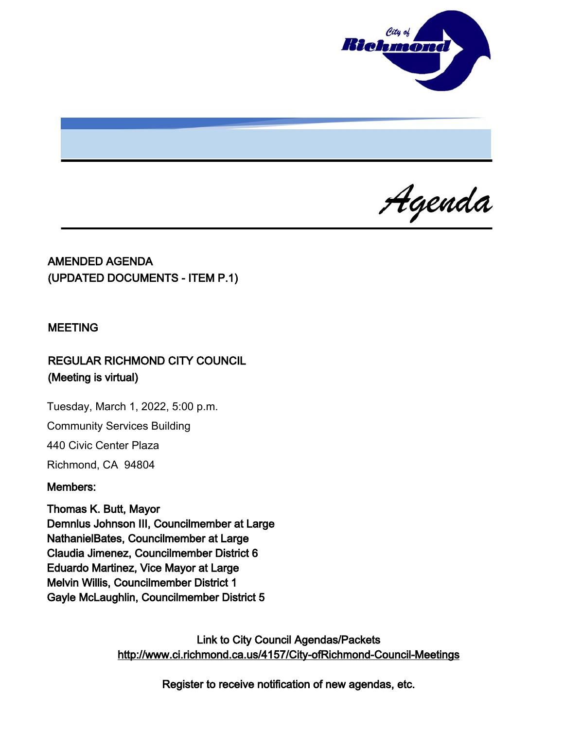# Agenda

**AMENDED AGENDA**
**(UPDATED DOCUMENTS - ITEM P.1)**

**MEETING**

**REGULAR RICHMOND CITY COUNCIL**
**(Meeting is virtual)**

Tuesday, March 1, 2022, 5:00 p.m.

Community Services Building

440 Civic Center Plaza

Richmond, CA 94804

**Members:**

**Thomas K. Butt, Mayor**
**Demnlus Johnson III, Councilmember at Large**
**NathanielBates, Councilmember at Large**
**Claudia Jimenez, Councilmember District 6**
**Eduardo Martinez, Vice Mayor at Large**
**Melvin Willis, Councilmember District 1**
**Gayle McLaughlin, Councilmember District 5**

**Link to City Council Agendas/Packets**
**http://www.ci.richmond.ca.us/4157/City-ofRichmond-Council-Meetings**

**Register to receive notification of new agendas, etc.**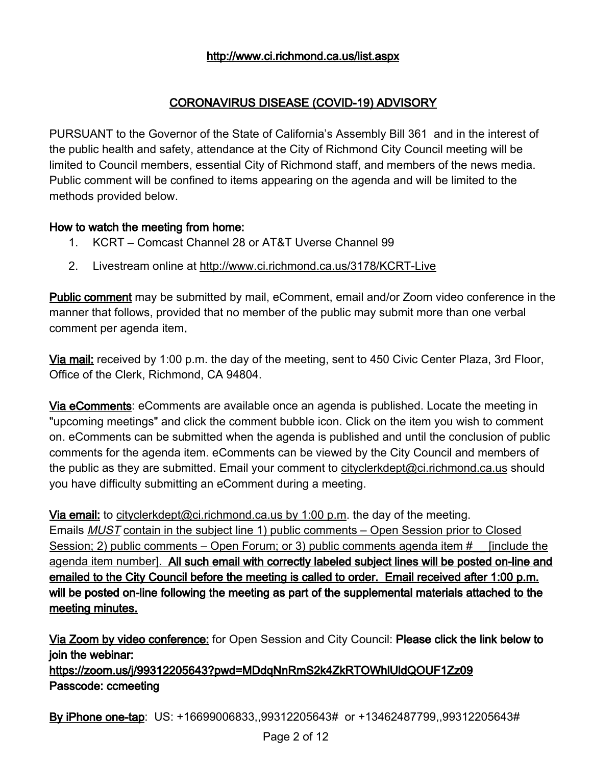http://www.ci.richmond.ca.us/list.aspx

## CORONAVIRUS DISEASE (COVID-19) ADVISORY

PURSUANT to the Governor of the State of California's Assembly Bill 361 and in the interest of the public health and safety, attendance at the City of Richmond City Council meeting will be limited to Council members, essential City of Richmond staff, and members of the news media. Public comment will be confined to items appearing on the agenda and will be limited to the methods provided below.

**How to watch the meeting from home:**

1. KCRT – Comcast Channel 28 or AT&T Uverse Channel 99
2. Livestream online at http://www.ci.richmond.ca.us/3178/KCRT-Live

**Public comment** may be submitted by mail, eComment, email and/or Zoom video conference in the manner that follows, provided that no member of the public may submit more than one verbal comment per agenda item**.**

**Via mail:** received by 1:00 p.m. the day of the meeting, sent to 450 Civic Center Plaza, 3rd Floor, Office of the Clerk, Richmond, CA 94804.

**Via eComments**: eComments are available once an agenda is published. Locate the meeting in "upcoming meetings" and click the comment bubble icon. Click on the item you wish to comment on. eComments can be submitted when the agenda is published and until the conclusion of public comments for the agenda item. eComments can be viewed by the City Council and members of the public as they are submitted. Email your comment to cityclerkdept@ci.richmond.ca.us should you have difficulty submitting an eComment during a meeting.

**Via email:** to cityclerkdept@ci.richmond.ca.us by 1:00 p.m. the day of the meeting. Emails *MUST* contain in the subject line 1) public comments – Open Session prior to Closed Session; 2) public comments – Open Forum; or 3) public comments agenda item #__ [include the agenda item number]. **All such email with correctly labeled subject lines will be posted on-line and emailed to the City Council before the meeting is called to order. Email received after 1:00 p.m. will be posted on-line following the meeting as part of the supplemental materials attached to the meeting minutes.**

**Via Zoom by video conference:** for Open Session and City Council: **Please click the link below to join the webinar:**
**https://zoom.us/j/99312205643?pwd=MDdqNnRmS2k4ZkRTOWhlUldQOUF1Zz09**
**Passcode: ccmeeting**

**By iPhone one-tap**: US: +16699006833,,99312205643# or +13462487799,,99312205643#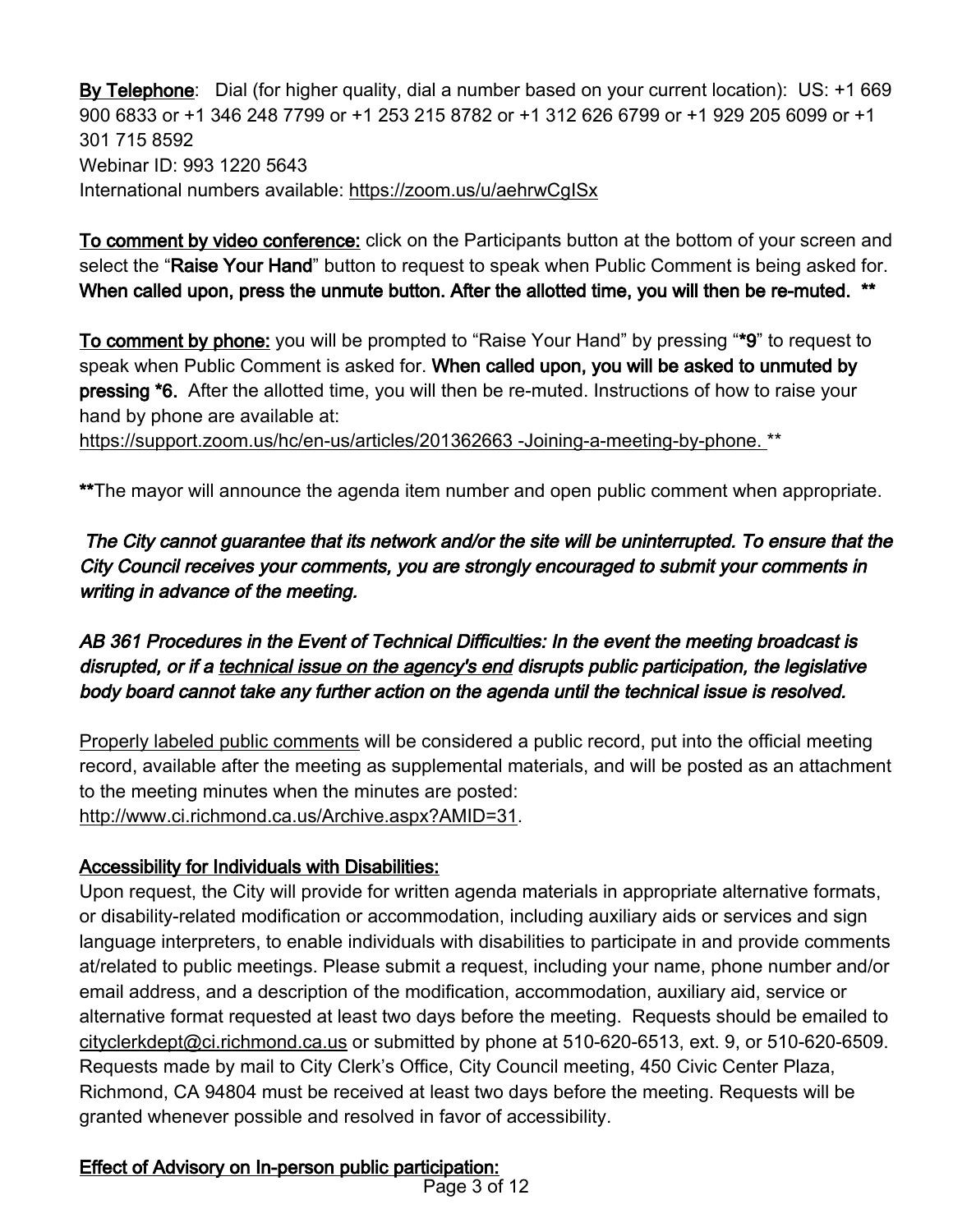**By Telephone**: Dial (for higher quality, dial a number based on your current location): US: +1 669 900 6833 or +1 346 248 7799 or +1 253 215 8782 or +1 312 626 6799 or +1 929 205 6099 or +1 301 715 8592
Webinar ID: 993 1220 5643
International numbers available: https://zoom.us/u/aehrwCgISx

**To comment by video conference:** click on the Participants button at the bottom of your screen and select the "**Raise Your Hand**" button to request to speak when Public Comment is being asked for. **When called upon, press the unmute button. After the allotted time, you will then be re-muted. \*\***

**To comment by phone:** you will be prompted to "Raise Your Hand" by pressing "**\*9**" to request to speak when Public Comment is asked for. **When called upon, you will be asked to unmuted by pressing \*6.** After the allotted time, you will then be re-muted. Instructions of how to raise your hand by phone are available at:
https://support.zoom.us/hc/en-us/articles/201362663 -Joining-a-meeting-by-phone. **

**\*\***The mayor will announce the agenda item number and open public comment when appropriate.

***The City cannot guarantee that its network and/or the site will be uninterrupted. To ensure that the City Council receives your comments, you are strongly encouraged to submit your comments in writing in advance of the meeting.***

***AB 361 Procedures in the Event of Technical Difficulties: In the event the meeting broadcast is disrupted, or if a technical issue on the agency's end disrupts public participation, the legislative body board cannot take any further action on the agenda until the technical issue is resolved.***

Properly labeled public comments will be considered a public record, put into the official meeting record, available after the meeting as supplemental materials, and will be posted as an attachment to the meeting minutes when the minutes are posted:
http://www.ci.richmond.ca.us/Archive.aspx?AMID=31.

**Accessibility for Individuals with Disabilities:**

Upon request, the City will provide for written agenda materials in appropriate alternative formats, or disability-related modification or accommodation, including auxiliary aids or services and sign language interpreters, to enable individuals with disabilities to participate in and provide comments at/related to public meetings. Please submit a request, including your name, phone number and/or email address, and a description of the modification, accommodation, auxiliary aid, service or alternative format requested at least two days before the meeting. Requests should be emailed to cityclerkdept@ci.richmond.ca.us or submitted by phone at 510-620-6513, ext. 9, or 510-620-6509. Requests made by mail to City Clerk's Office, City Council meeting, 450 Civic Center Plaza, Richmond, CA 94804 must be received at least two days before the meeting. Requests will be granted whenever possible and resolved in favor of accessibility.

**Effect of Advisory on In-person public participation:**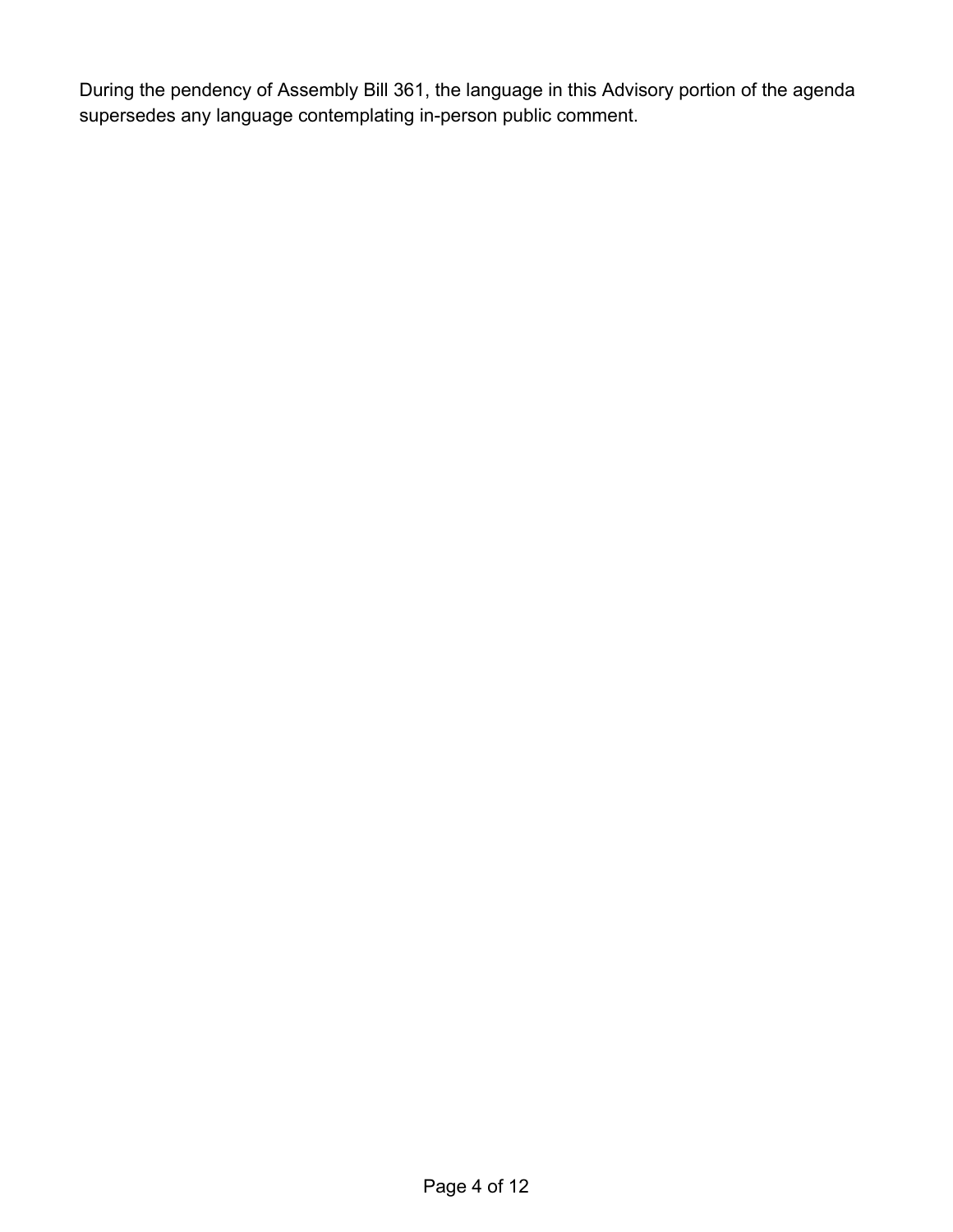During the pendency of Assembly Bill 361, the language in this Advisory portion of the agenda supersedes any language contemplating in-person public comment.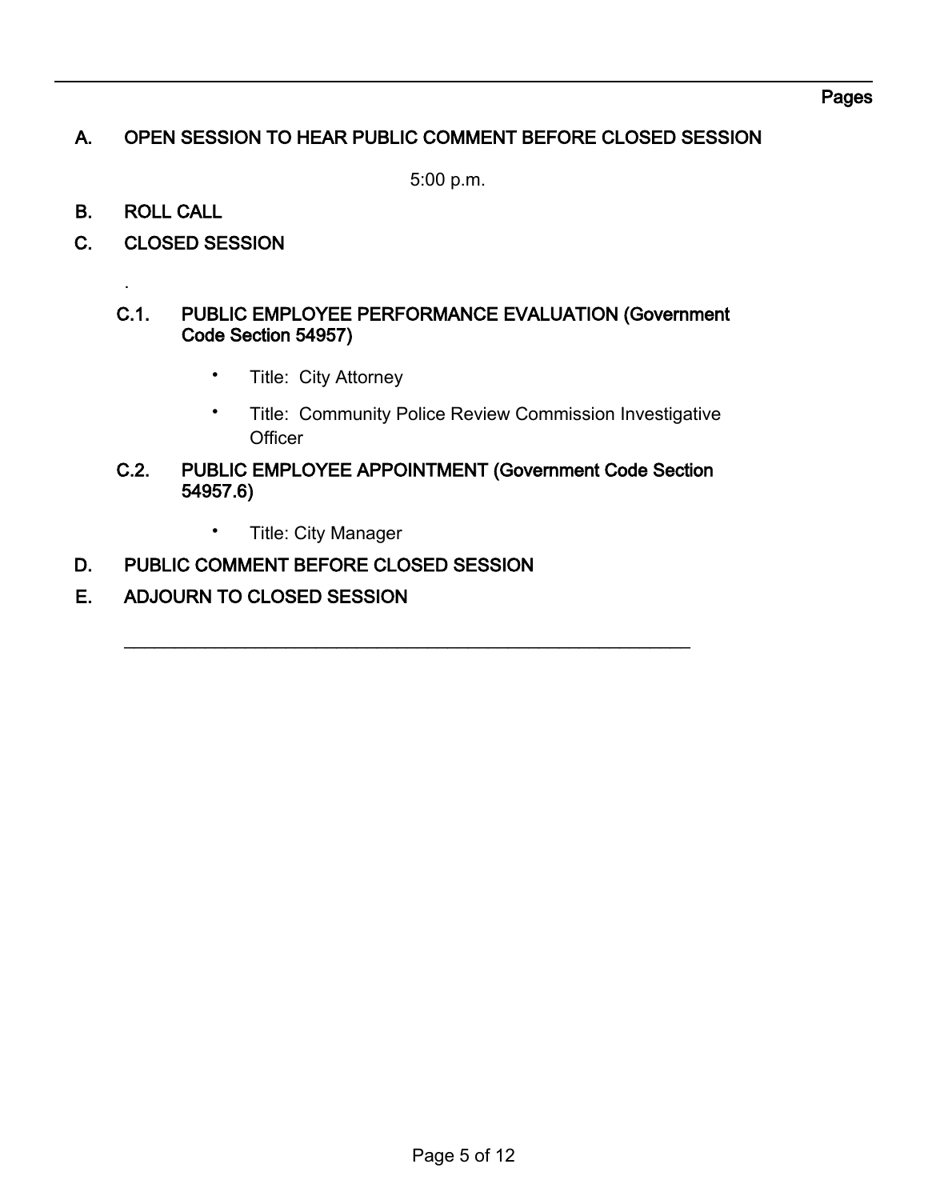Pages

## A. OPEN SESSION TO HEAR PUBLIC COMMENT BEFORE CLOSED SESSION

5:00 p.m.

## B. ROLL CALL

## C. CLOSED SESSION

.

### C.1. PUBLIC EMPLOYEE PERFORMANCE EVALUATION (Government Code Section 54957)

- Title: City Attorney
- Title: Community Police Review Commission Investigative Officer

### C.2. PUBLIC EMPLOYEE APPOINTMENT (Government Code Section 54957.6)

- Title: City Manager

## D. PUBLIC COMMENT BEFORE CLOSED SESSION

## E. ADJOURN TO CLOSED SESSION

---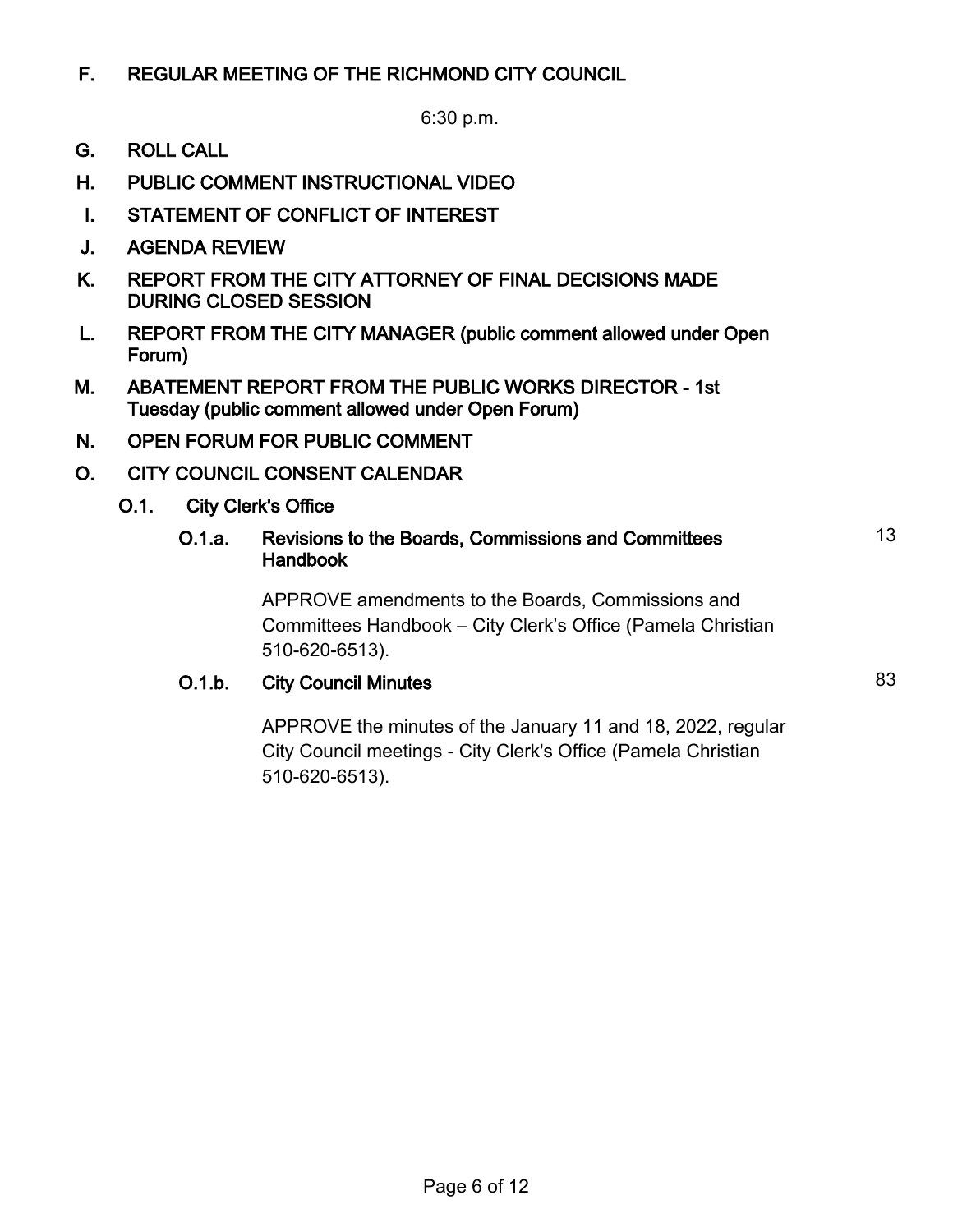## F. REGULAR MEETING OF THE RICHMOND CITY COUNCIL

6:30 p.m.

## G. ROLL CALL

## H. PUBLIC COMMENT INSTRUCTIONAL VIDEO

## I. STATEMENT OF CONFLICT OF INTEREST

## J. AGENDA REVIEW

## K. REPORT FROM THE CITY ATTORNEY OF FINAL DECISIONS MADE DURING CLOSED SESSION

## L. REPORT FROM THE CITY MANAGER (public comment allowed under Open Forum)

## M. ABATEMENT REPORT FROM THE PUBLIC WORKS DIRECTOR - 1st Tuesday (public comment allowed under Open Forum)

## N. OPEN FORUM FOR PUBLIC COMMENT

## O. CITY COUNCIL CONSENT CALENDAR

### O.1. City Clerk's Office

**O.1.a. Revisions to the Boards, Commissions and Committees Handbook** 13

APPROVE amendments to the Boards, Commissions and Committees Handbook – City Clerk's Office (Pamela Christian 510-620-6513).

**O.1.b. City Council Minutes** 83

APPROVE the minutes of the January 11 and 18, 2022, regular City Council meetings - City Clerk's Office (Pamela Christian 510-620-6513).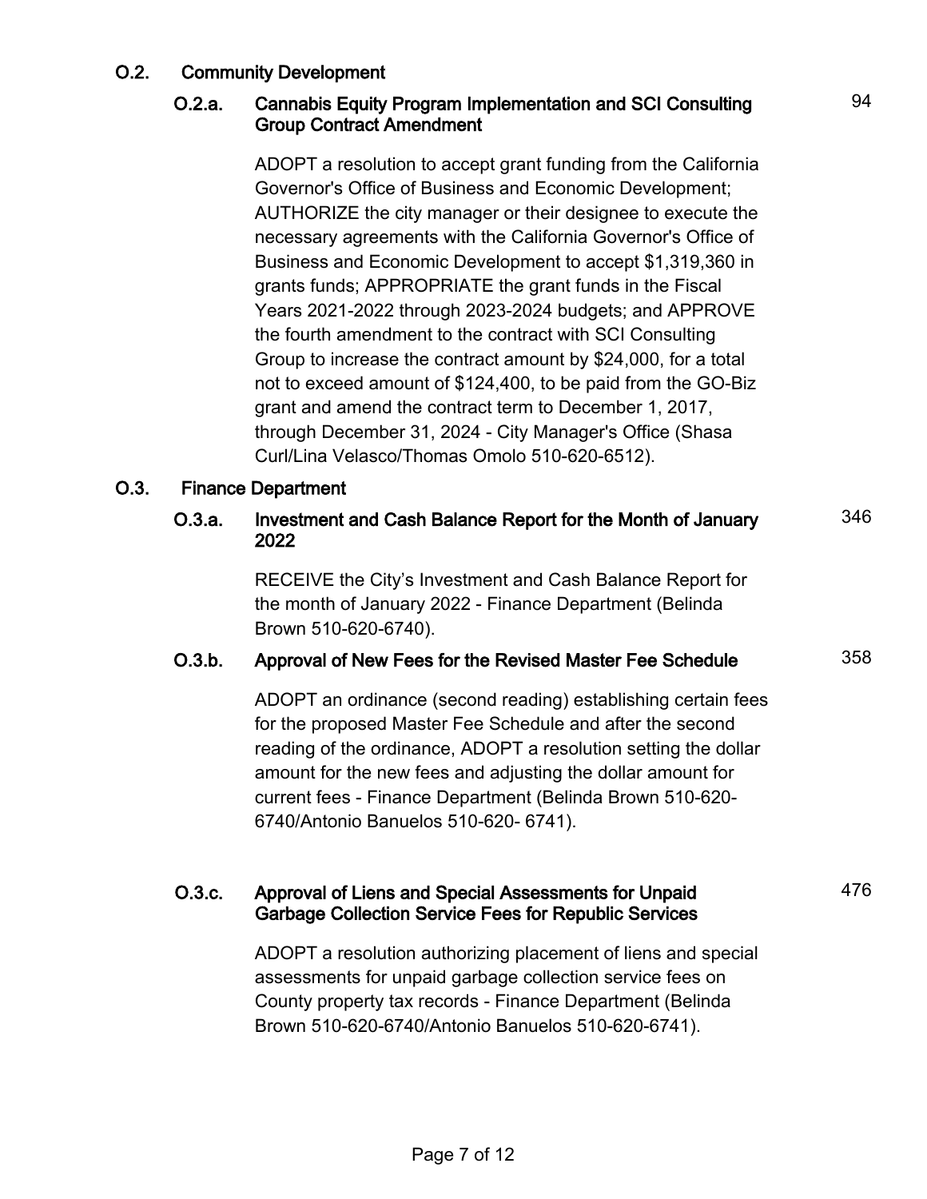## O.2. Community Development

### O.2.a. Cannabis Equity Program Implementation and SCI Consulting Group Contract Amendment

94

ADOPT a resolution to accept grant funding from the California Governor's Office of Business and Economic Development; AUTHORIZE the city manager or their designee to execute the necessary agreements with the California Governor's Office of Business and Economic Development to accept $1,319,360 in grants funds; APPROPRIATE the grant funds in the Fiscal Years 2021-2022 through 2023-2024 budgets; and APPROVE the fourth amendment to the contract with SCI Consulting Group to increase the contract amount by $24,000, for a total not to exceed amount of $124,400, to be paid from the GO-Biz grant and amend the contract term to December 1, 2017, through December 31, 2024 - City Manager's Office (Shasa Curl/Lina Velasco/Thomas Omolo 510-620-6512).

## O.3. Finance Department

### O.3.a. Investment and Cash Balance Report for the Month of January 2022

346

RECEIVE the City's Investment and Cash Balance Report for the month of January 2022 - Finance Department (Belinda Brown 510-620-6740).

### O.3.b. Approval of New Fees for the Revised Master Fee Schedule

358

ADOPT an ordinance (second reading) establishing certain fees for the proposed Master Fee Schedule and after the second reading of the ordinance, ADOPT a resolution setting the dollar amount for the new fees and adjusting the dollar amount for current fees - Finance Department (Belinda Brown 510-620-6740/Antonio Banuelos 510-620- 6741).

### O.3.c. Approval of Liens and Special Assessments for Unpaid Garbage Collection Service Fees for Republic Services

476

ADOPT a resolution authorizing placement of liens and special assessments for unpaid garbage collection service fees on County property tax records - Finance Department (Belinda Brown 510-620-6740/Antonio Banuelos 510-620-6741).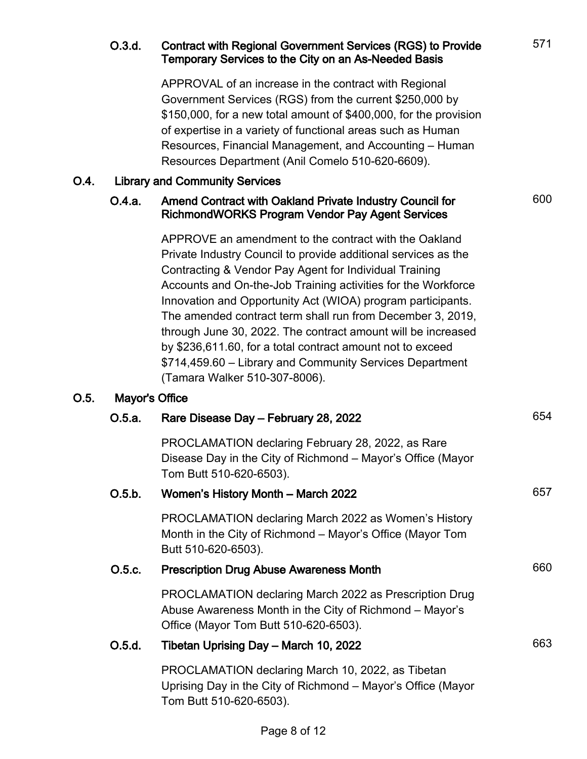### O.3.d. Contract with Regional Government Services (RGS) to Provide Temporary Services to the City on an As-Needed Basis

571

APPROVAL of an increase in the contract with Regional Government Services (RGS) from the current $250,000 by $150,000, for a new total amount of $400,000, for the provision of expertise in a variety of functional areas such as Human Resources, Financial Management, and Accounting – Human Resources Department (Anil Comelo 510-620-6609).

## O.4. Library and Community Services

### O.4.a. Amend Contract with Oakland Private Industry Council for RichmondWORKS Program Vendor Pay Agent Services

600

APPROVE an amendment to the contract with the Oakland Private Industry Council to provide additional services as the Contracting & Vendor Pay Agent for Individual Training Accounts and On-the-Job Training activities for the Workforce Innovation and Opportunity Act (WIOA) program participants. The amended contract term shall run from December 3, 2019, through June 30, 2022. The contract amount will be increased by $236,611.60, for a total contract amount not to exceed $714,459.60 – Library and Community Services Department (Tamara Walker 510-307-8006).

## O.5. Mayor's Office

### O.5.a. Rare Disease Day – February 28, 2022

654

PROCLAMATION declaring February 28, 2022, as Rare Disease Day in the City of Richmond – Mayor's Office (Mayor Tom Butt 510-620-6503).

### O.5.b. Women's History Month – March 2022

657

PROCLAMATION declaring March 2022 as Women's History Month in the City of Richmond – Mayor's Office (Mayor Tom Butt 510-620-6503).

### O.5.c. Prescription Drug Abuse Awareness Month

660

PROCLAMATION declaring March 2022 as Prescription Drug Abuse Awareness Month in the City of Richmond – Mayor's Office (Mayor Tom Butt 510-620-6503).

### O.5.d. Tibetan Uprising Day – March 10, 2022

663

PROCLAMATION declaring March 10, 2022, as Tibetan Uprising Day in the City of Richmond – Mayor's Office (Mayor Tom Butt 510-620-6503).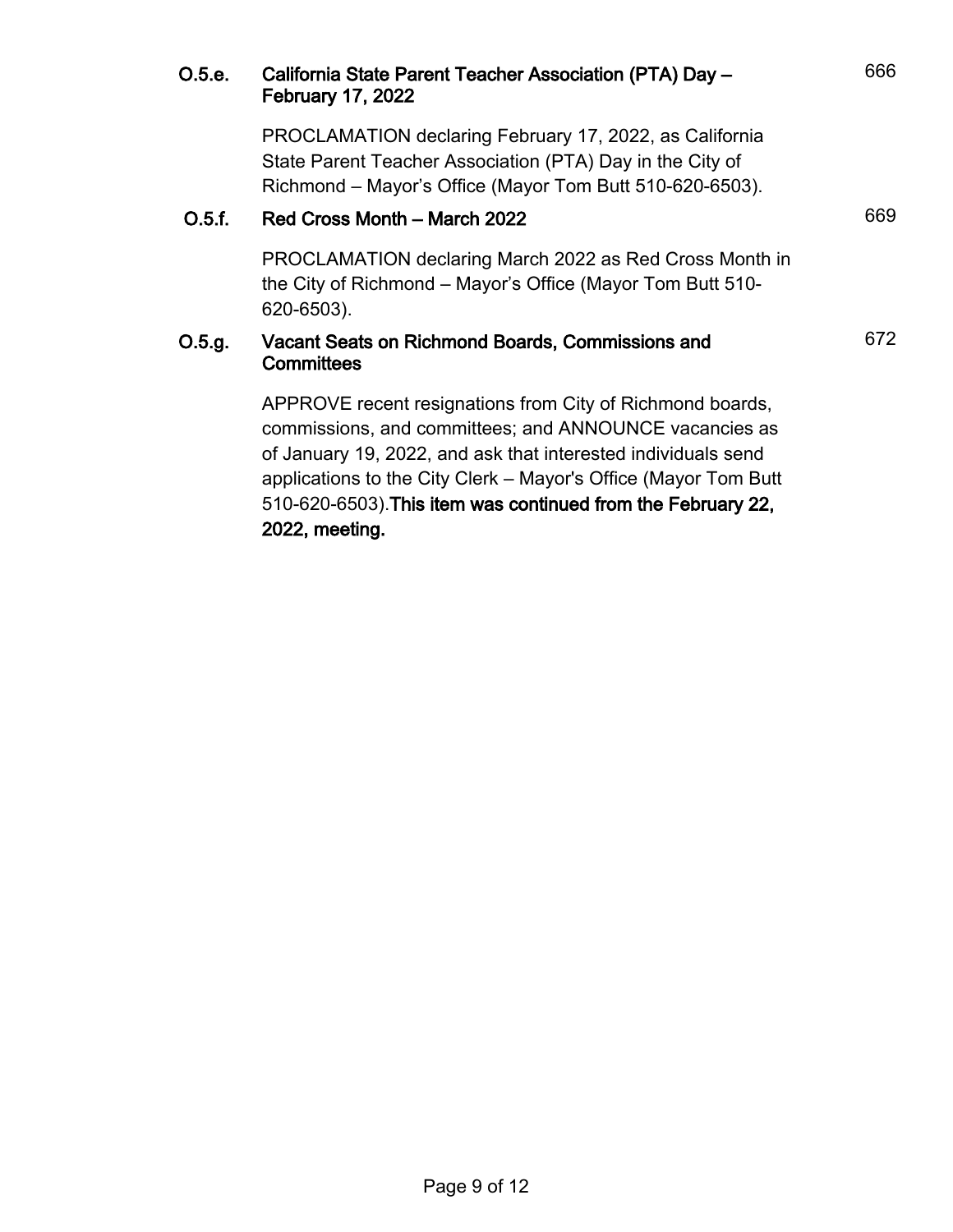**O.5.e. California State Parent Teacher Association (PTA) Day – February 17, 2022** 666

PROCLAMATION declaring February 17, 2022, as California State Parent Teacher Association (PTA) Day in the City of Richmond – Mayor's Office (Mayor Tom Butt 510-620-6503).

**O.5.f. Red Cross Month – March 2022** 669

PROCLAMATION declaring March 2022 as Red Cross Month in the City of Richmond – Mayor's Office (Mayor Tom Butt 510-620-6503).

**O.5.g. Vacant Seats on Richmond Boards, Commissions and Committees** 672

APPROVE recent resignations from City of Richmond boards, commissions, and committees; and ANNOUNCE vacancies as of January 19, 2022, and ask that interested individuals send applications to the City Clerk – Mayor's Office (Mayor Tom Butt 510-620-6503).**This item was continued from the February 22, 2022, meeting.**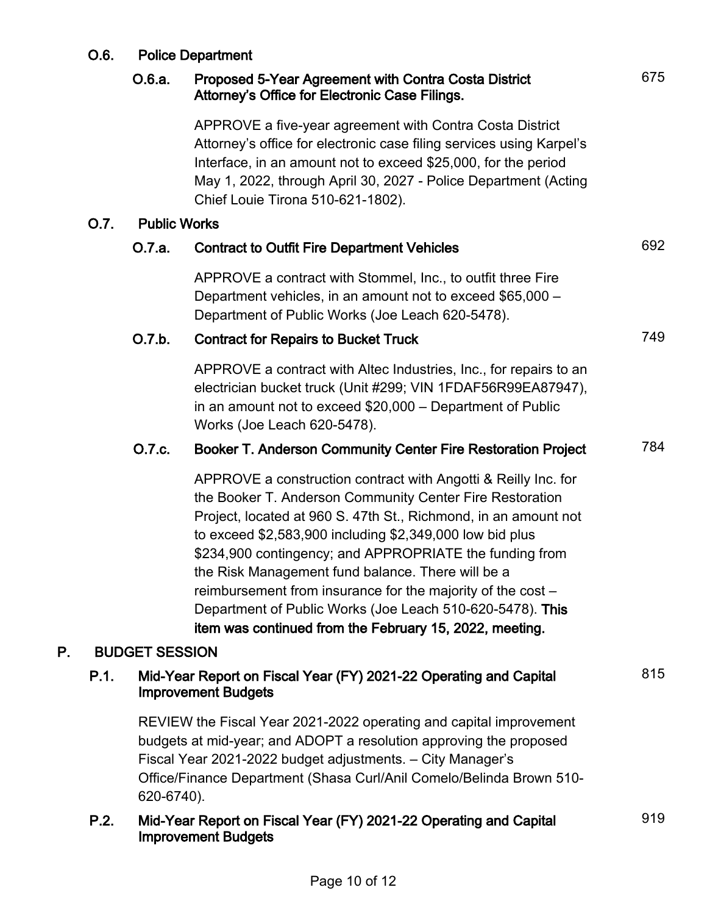### O.6. Police Department

#### O.6.a. Proposed 5-Year Agreement with Contra Costa District Attorney's Office for Electronic Case Filings. 675

APPROVE a five-year agreement with Contra Costa District Attorney's office for electronic case filing services using Karpel's Interface, in an amount not to exceed $25,000, for the period May 1, 2022, through April 30, 2027 - Police Department (Acting Chief Louie Tirona 510-621-1802).

### O.7. Public Works

#### O.7.a. Contract to Outfit Fire Department Vehicles 692

APPROVE a contract with Stommel, Inc., to outfit three Fire Department vehicles, in an amount not to exceed $65,000 – Department of Public Works (Joe Leach 620-5478).

#### O.7.b. Contract for Repairs to Bucket Truck 749

APPROVE a contract with Altec Industries, Inc., for repairs to an electrician bucket truck (Unit #299; VIN 1FDAF56R99EA87947), in an amount not to exceed $20,000 – Department of Public Works (Joe Leach 620-5478).

#### O.7.c. Booker T. Anderson Community Center Fire Restoration Project 784

APPROVE a construction contract with Angotti & Reilly Inc. for the Booker T. Anderson Community Center Fire Restoration Project, located at 960 S. 47th St., Richmond, in an amount not to exceed $2,583,900 including $2,349,000 low bid plus $234,900 contingency; and APPROPRIATE the funding from the Risk Management fund balance. There will be a reimbursement from insurance for the majority of the cost – Department of Public Works (Joe Leach 510-620-5478). **This item was continued from the February 15, 2022, meeting.**

## P. BUDGET SESSION

### P.1. Mid-Year Report on Fiscal Year (FY) 2021-22 Operating and Capital Improvement Budgets 815

REVIEW the Fiscal Year 2021-2022 operating and capital improvement budgets at mid-year; and ADOPT a resolution approving the proposed Fiscal Year 2021-2022 budget adjustments. – City Manager's Office/Finance Department (Shasa Curl/Anil Comelo/Belinda Brown 510-620-6740).

### P.2. Mid-Year Report on Fiscal Year (FY) 2021-22 Operating and Capital Improvement Budgets 919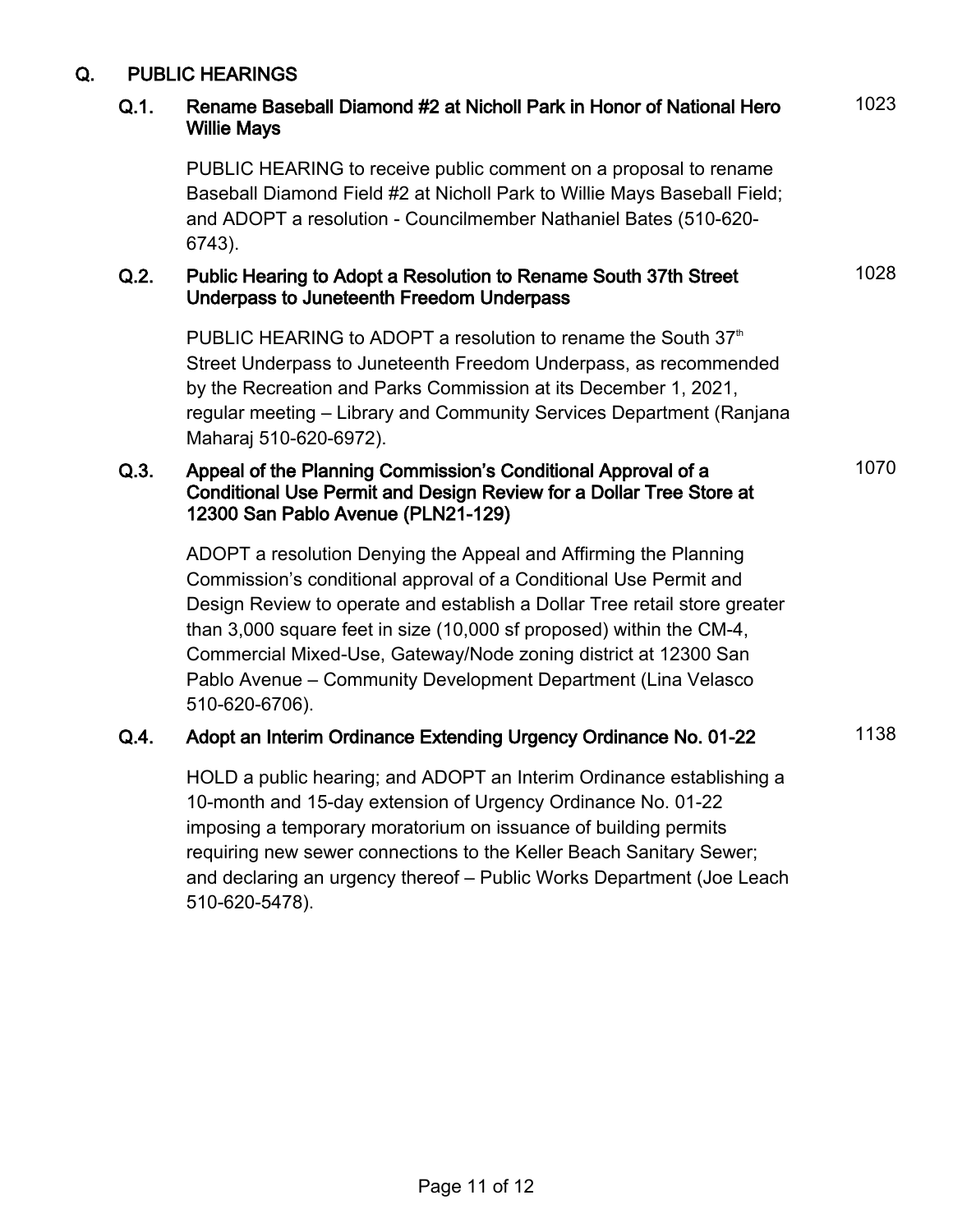## Q. PUBLIC HEARINGS

### Q.1. Rename Baseball Diamond #2 at Nicholl Park in Honor of National Hero Willie Mays

1023

PUBLIC HEARING to receive public comment on a proposal to rename Baseball Diamond Field #2 at Nicholl Park to Willie Mays Baseball Field; and ADOPT a resolution - Councilmember Nathaniel Bates (510-620-6743).

### Q.2. Public Hearing to Adopt a Resolution to Rename South 37th Street Underpass to Juneteenth Freedom Underpass

1028

PUBLIC HEARING to ADOPT a resolution to rename the South 37th Street Underpass to Juneteenth Freedom Underpass, as recommended by the Recreation and Parks Commission at its December 1, 2021, regular meeting – Library and Community Services Department (Ranjana Maharaj 510-620-6972).

### Q.3. Appeal of the Planning Commission's Conditional Approval of a Conditional Use Permit and Design Review for a Dollar Tree Store at 12300 San Pablo Avenue (PLN21-129)

1070

ADOPT a resolution Denying the Appeal and Affirming the Planning Commission's conditional approval of a Conditional Use Permit and Design Review to operate and establish a Dollar Tree retail store greater than 3,000 square feet in size (10,000 sf proposed) within the CM-4, Commercial Mixed-Use, Gateway/Node zoning district at 12300 San Pablo Avenue – Community Development Department (Lina Velasco 510-620-6706).

### Q.4. Adopt an Interim Ordinance Extending Urgency Ordinance No. 01-22

1138

HOLD a public hearing; and ADOPT an Interim Ordinance establishing a 10-month and 15-day extension of Urgency Ordinance No. 01-22 imposing a temporary moratorium on issuance of building permits requiring new sewer connections to the Keller Beach Sanitary Sewer; and declaring an urgency thereof – Public Works Department (Joe Leach 510-620-5478).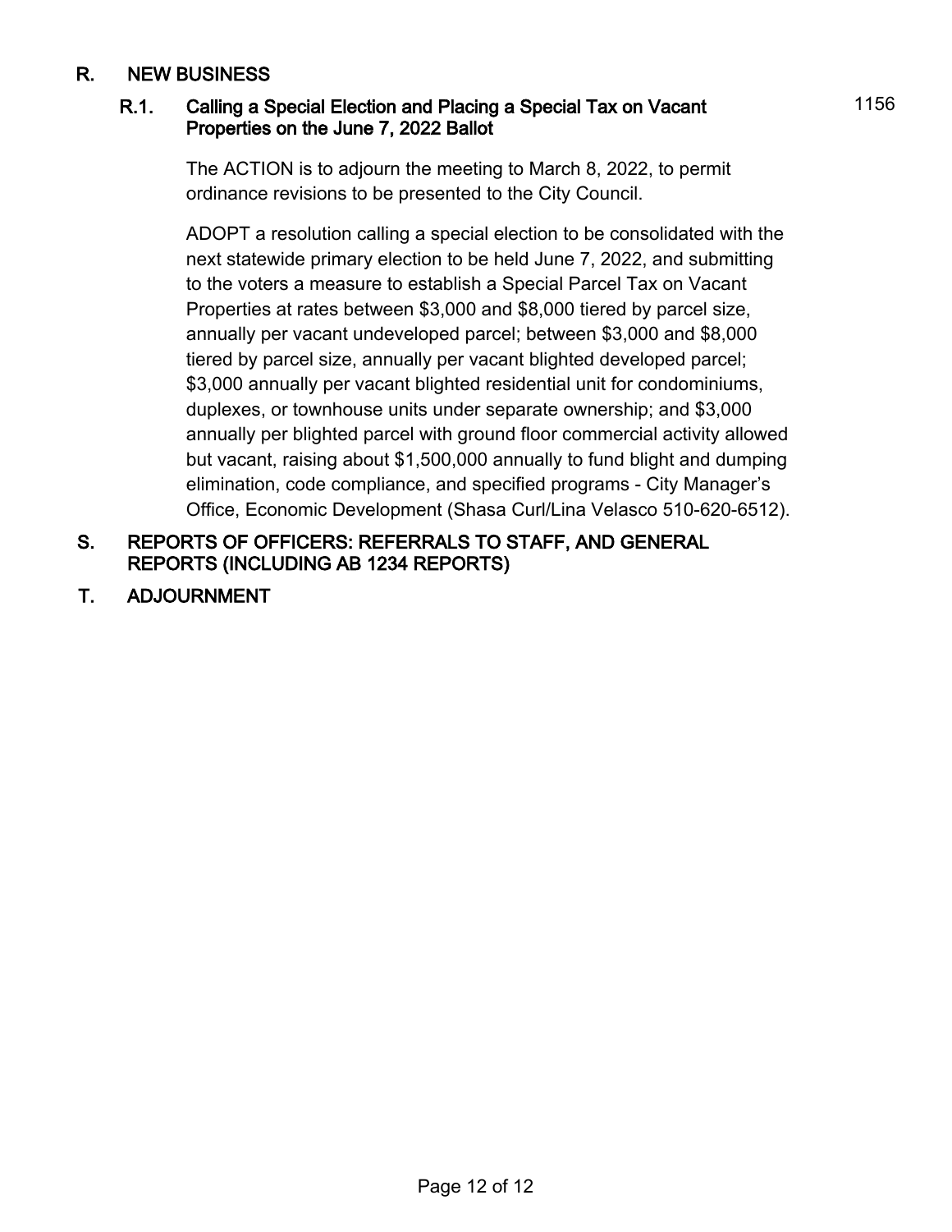## R. NEW BUSINESS

### R.1. Calling a Special Election and Placing a Special Tax on Vacant Properties on the June 7, 2022 Ballot

1156

The ACTION is to adjourn the meeting to March 8, 2022, to permit ordinance revisions to be presented to the City Council.

ADOPT a resolution calling a special election to be consolidated with the next statewide primary election to be held June 7, 2022, and submitting to the voters a measure to establish a Special Parcel Tax on Vacant Properties at rates between $3,000 and $8,000 tiered by parcel size, annually per vacant undeveloped parcel; between $3,000 and $8,000 tiered by parcel size, annually per vacant blighted developed parcel; $3,000 annually per vacant blighted residential unit for condominiums, duplexes, or townhouse units under separate ownership; and $3,000 annually per blighted parcel with ground floor commercial activity allowed but vacant, raising about $1,500,000 annually to fund blight and dumping elimination, code compliance, and specified programs - City Manager's Office, Economic Development (Shasa Curl/Lina Velasco 510-620-6512).

## S. REPORTS OF OFFICERS: REFERRALS TO STAFF, AND GENERAL REPORTS (INCLUDING AB 1234 REPORTS)

## T. ADJOURNMENT